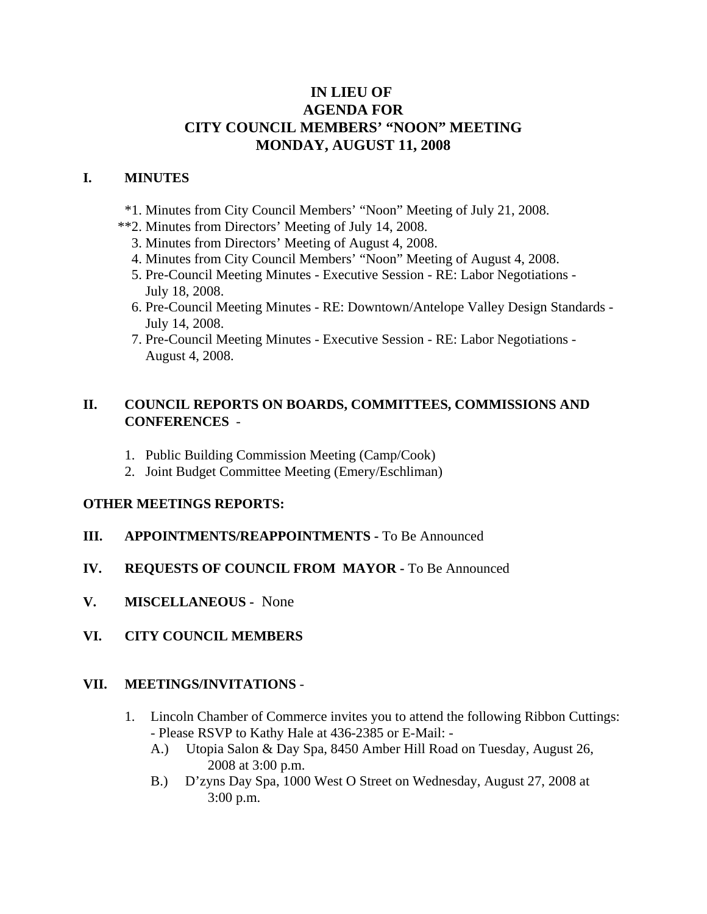# IN LIEU OF
# AGENDA FOR
# CITY COUNCIL MEMBERS' "NOON" MEETING
# MONDAY, AUGUST 11, 2008

## I. MINUTES

*1. Minutes from City Council Members' "Noon" Meeting of July 21, 2008.
**2. Minutes from Directors' Meeting of July 14, 2008.
3. Minutes from Directors' Meeting of August 4, 2008.
4. Minutes from City Council Members' "Noon" Meeting of August 4, 2008.
5. Pre-Council Meeting Minutes - Executive Session - RE: Labor Negotiations - July 18, 2008.
6. Pre-Council Meeting Minutes - RE: Downtown/Antelope Valley Design Standards - July 14, 2008.
7. Pre-Council Meeting Minutes - Executive Session - RE: Labor Negotiations - August 4, 2008.

## II. COUNCIL REPORTS ON BOARDS, COMMITTEES, COMMISSIONS AND CONFERENCES -

1. Public Building Commission Meeting (Camp/Cook)
2. Joint Budget Committee Meeting (Emery/Eschliman)

**OTHER MEETINGS REPORTS:**

## III. APPOINTMENTS/REAPPOINTMENTS - To Be Announced

## IV. REQUESTS OF COUNCIL FROM MAYOR - To Be Announced

## V. MISCELLANEOUS - None

## VI. CITY COUNCIL MEMBERS

## VII. MEETINGS/INVITATIONS -

1. Lincoln Chamber of Commerce invites you to attend the following Ribbon Cuttings: - Please RSVP to Kathy Hale at 436-2385 or E-Mail: -
   - A.) Utopia Salon & Day Spa, 8450 Amber Hill Road on Tuesday, August 26, 2008 at 3:00 p.m.
   - B.) D'zyns Day Spa, 1000 West O Street on Wednesday, August 27, 2008 at 3:00 p.m.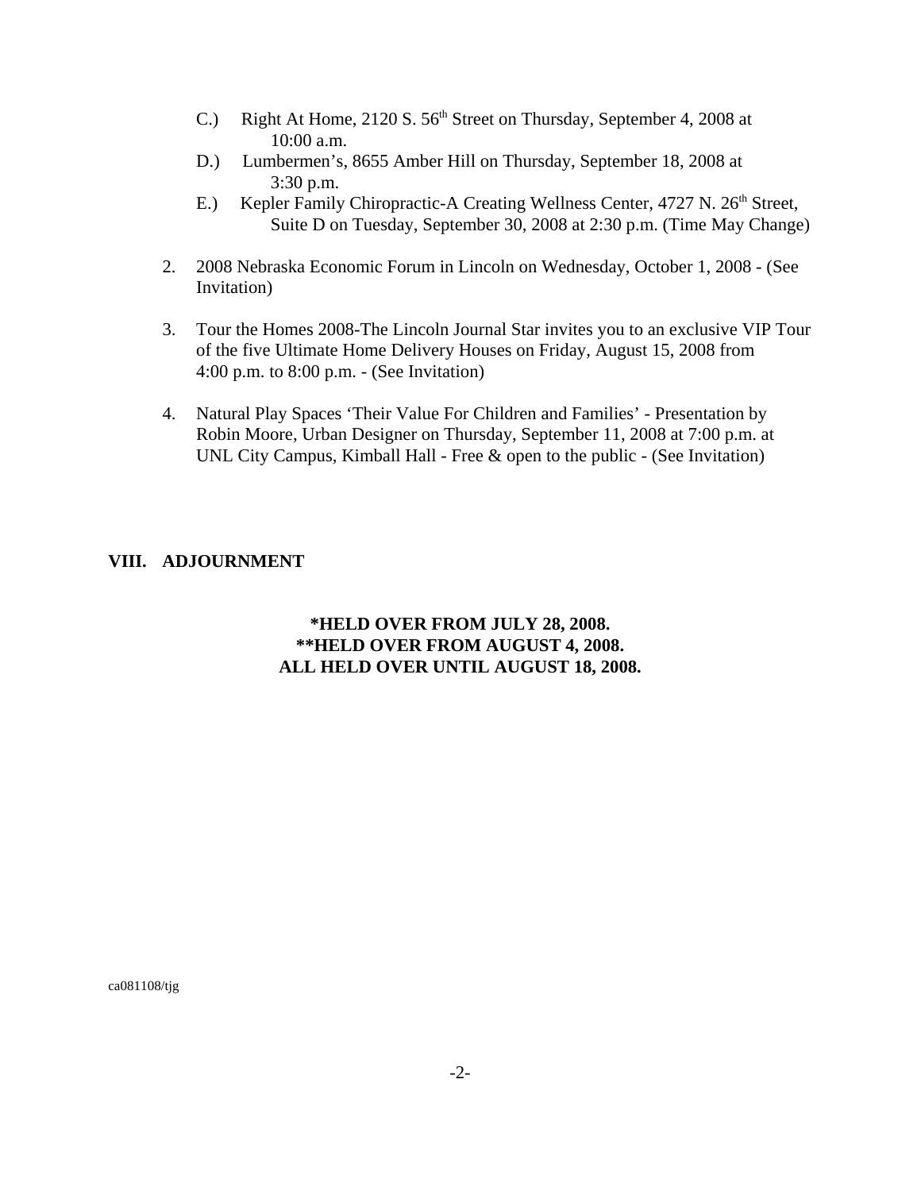C.) Right At Home, 2120 S. 56th Street on Thursday, September 4, 2008 at 10:00 a.m.

D.) Lumbermen's, 8655 Amber Hill on Thursday, September 18, 2008 at 3:30 p.m.

E.) Kepler Family Chiropractic-A Creating Wellness Center, 4727 N. 26th Street, Suite D on Tuesday, September 30, 2008 at 2:30 p.m. (Time May Change)

2. 2008 Nebraska Economic Forum in Lincoln on Wednesday, October 1, 2008 - (See Invitation)

3. Tour the Homes 2008-The Lincoln Journal Star invites you to an exclusive VIP Tour of the five Ultimate Home Delivery Houses on Friday, August 15, 2008 from 4:00 p.m. to 8:00 p.m. - (See Invitation)

4. Natural Play Spaces 'Their Value For Children and Families' - Presentation by Robin Moore, Urban Designer on Thursday, September 11, 2008 at 7:00 p.m. at UNL City Campus, Kimball Hall - Free & open to the public - (See Invitation)

## VIII. ADJOURNMENT

**\*HELD OVER FROM JULY 28, 2008.**
**\*\*HELD OVER FROM AUGUST 4, 2008.**
**ALL HELD OVER UNTIL AUGUST 18, 2008.**

ca081108/tjg